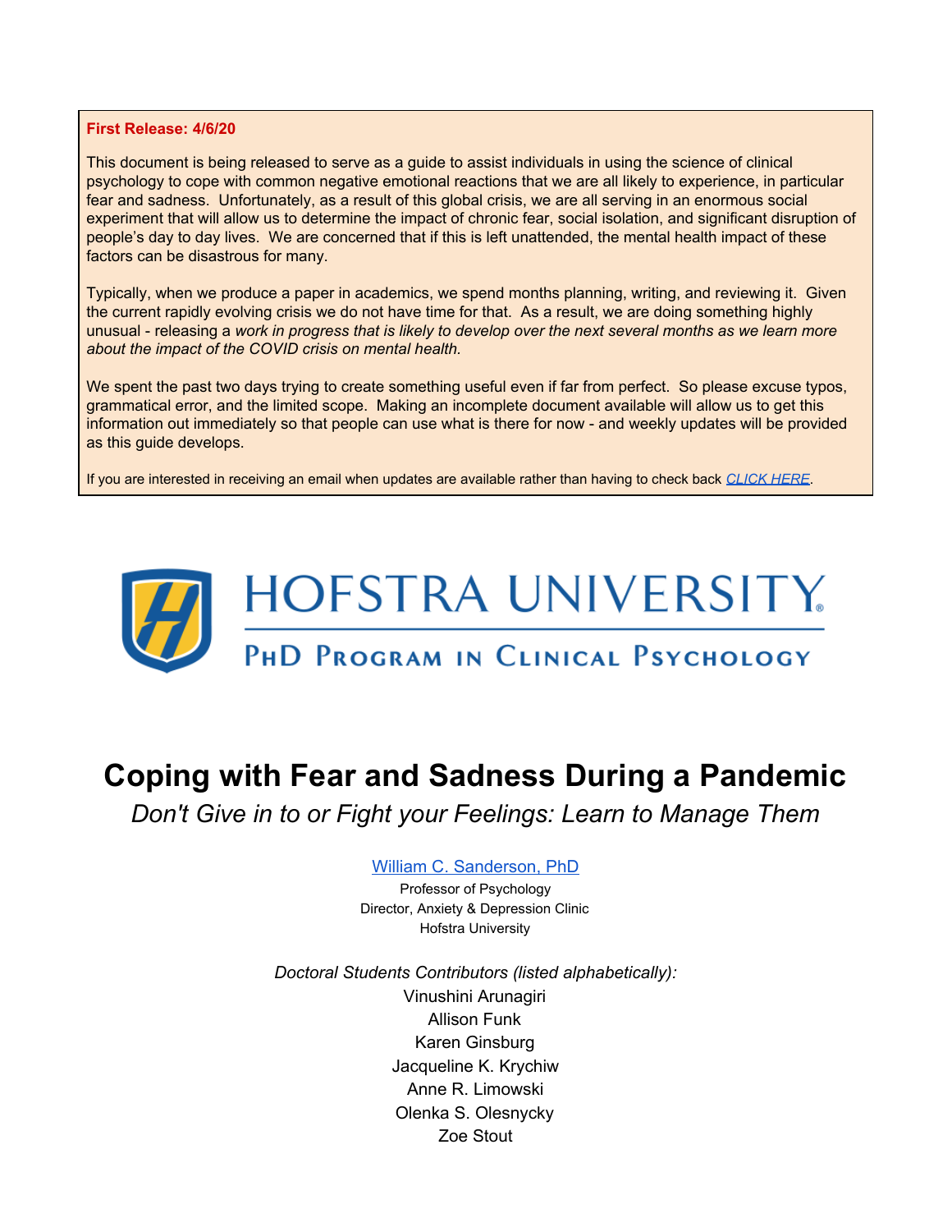**First Release: 4/6/20**

This document is being released to serve as a guide to assist individuals in using the science of clinical psychology to cope with common negative emotional reactions that we are all likely to experience, in particular fear and sadness. Unfortunately, as a result of this global crisis, we are all serving in an enormous social experiment that will allow us to determine the impact of chronic fear, social isolation, and significant disruption of people's day to day lives. We are concerned that if this is left unattended, the mental health impact of these factors can be disastrous for many.

Typically, when we produce a paper in academics, we spend months planning, writing, and reviewing it. Given the current rapidly evolving crisis we do not have time for that. As a result, we are doing something highly unusual - releasing a *work in progress that is likely to develop over the next several months as we learn more about the impact of the COVID crisis on mental health.*

We spent the past two days trying to create something useful even if far from perfect. So please excuse typos, grammatical error, and the limited scope. Making an incomplete document available will allow us to get this information out immediately so that people can use what is there for now - and weekly updates will be provided as this guide develops.

If you are interested in receiving an email when updates are available rather than having to check back *CLICK HERE*.

HOFSTRA UNIVERSITY

PhD Program in Clinical Psychology

# Coping with Fear and Sadness During a Pandemic

*Don't Give in to or Fight your Feelings: Learn to Manage Them*

William C. Sanderson, PhD
Professor of Psychology
Director, Anxiety & Depression Clinic
Hofstra University

*Doctoral Students Contributors (listed alphabetically):*

Vinushini Arunagiri
Allison Funk
Karen Ginsburg
Jacqueline K. Krychiw
Anne R. Limowski
Olenka S. Olesnycky
Zoe Stout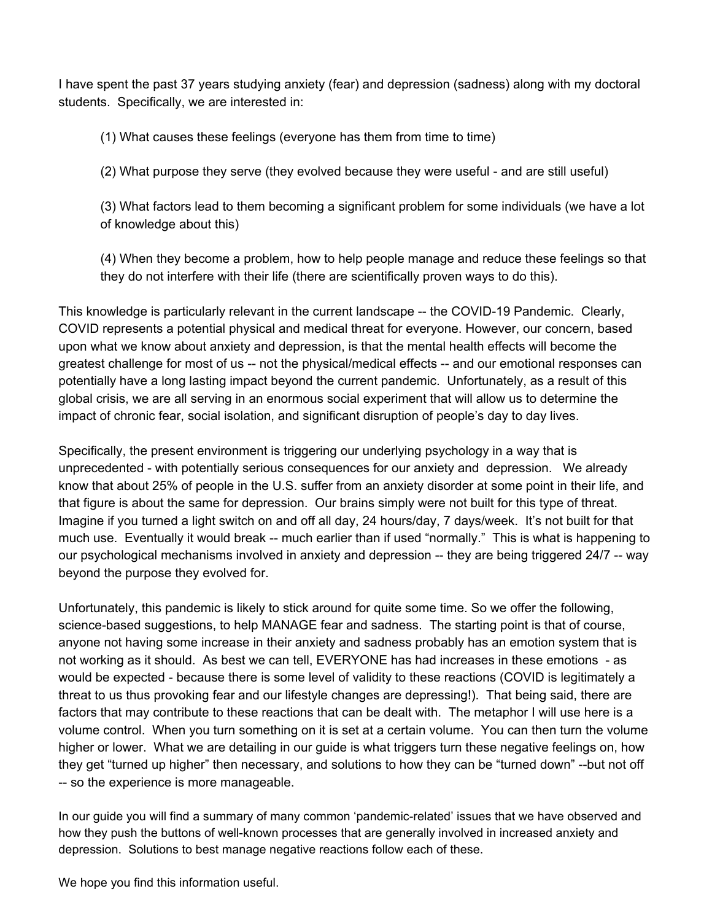I have spent the past 37 years studying anxiety (fear) and depression (sadness) along with my doctoral students. Specifically, we are interested in:

(1) What causes these feelings (everyone has them from time to time)

(2) What purpose they serve (they evolved because they were useful - and are still useful)

(3) What factors lead to them becoming a significant problem for some individuals (we have a lot of knowledge about this)

(4) When they become a problem, how to help people manage and reduce these feelings so that they do not interfere with their life (there are scientifically proven ways to do this).

This knowledge is particularly relevant in the current landscape -- the COVID-19 Pandemic. Clearly, COVID represents a potential physical and medical threat for everyone. However, our concern, based upon what we know about anxiety and depression, is that the mental health effects will become the greatest challenge for most of us -- not the physical/medical effects -- and our emotional responses can potentially have a long lasting impact beyond the current pandemic. Unfortunately, as a result of this global crisis, we are all serving in an enormous social experiment that will allow us to determine the impact of chronic fear, social isolation, and significant disruption of people's day to day lives.

Specifically, the present environment is triggering our underlying psychology in a way that is unprecedented - with potentially serious consequences for our anxiety and depression. We already know that about 25% of people in the U.S. suffer from an anxiety disorder at some point in their life, and that figure is about the same for depression. Our brains simply were not built for this type of threat. Imagine if you turned a light switch on and off all day, 24 hours/day, 7 days/week. It's not built for that much use. Eventually it would break -- much earlier than if used "normally." This is what is happening to our psychological mechanisms involved in anxiety and depression -- they are being triggered 24/7 -- way beyond the purpose they evolved for.

Unfortunately, this pandemic is likely to stick around for quite some time. So we offer the following, science-based suggestions, to help MANAGE fear and sadness. The starting point is that of course, anyone not having some increase in their anxiety and sadness probably has an emotion system that is not working as it should. As best we can tell, EVERYONE has had increases in these emotions - as would be expected - because there is some level of validity to these reactions (COVID is legitimately a threat to us thus provoking fear and our lifestyle changes are depressing!). That being said, there are factors that may contribute to these reactions that can be dealt with. The metaphor I will use here is a volume control. When you turn something on it is set at a certain volume. You can then turn the volume higher or lower. What we are detailing in our guide is what triggers turn these negative feelings on, how they get "turned up higher" then necessary, and solutions to how they can be "turned down" --but not off -- so the experience is more manageable.

In our guide you will find a summary of many common 'pandemic-related' issues that we have observed and how they push the buttons of well-known processes that are generally involved in increased anxiety and depression. Solutions to best manage negative reactions follow each of these.

We hope you find this information useful.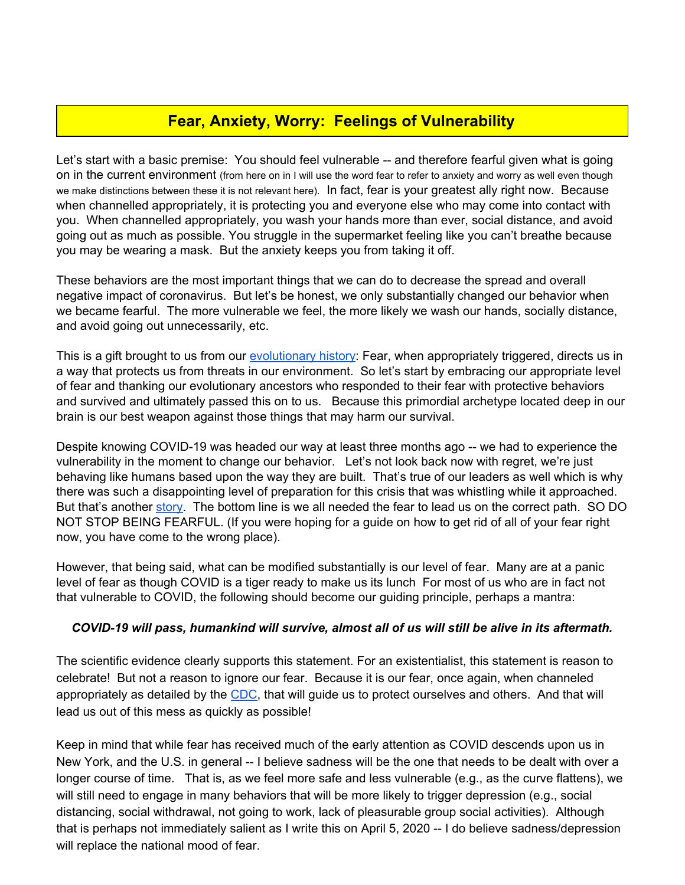## Fear, Anxiety, Worry: Feelings of Vulnerability

Let's start with a basic premise: You should feel vulnerable -- and therefore fearful given what is going on in the current environment (from here on in I will use the word fear to refer to anxiety and worry as well even though we make distinctions between these it is not relevant here). In fact, fear is your greatest ally right now. Because when channelled appropriately, it is protecting you and everyone else who may come into contact with you. When channelled appropriately, you wash your hands more than ever, social distance, and avoid going out as much as possible. You struggle in the supermarket feeling like you can't breathe because you may be wearing a mask. But the anxiety keeps you from taking it off.

These behaviors are the most important things that we can do to decrease the spread and overall negative impact of coronavirus. But let's be honest, we only substantially changed our behavior when we became fearful. The more vulnerable we feel, the more likely we wash our hands, socially distance, and avoid going out unnecessarily, etc.

This is a gift brought to us from our [evolutionary history](): Fear, when appropriately triggered, directs us in a way that protects us from threats in our environment. So let's start by embracing our appropriate level of fear and thanking our evolutionary ancestors who responded to their fear with protective behaviors and survived and ultimately passed this on to us. Because this primordial archetype located deep in our brain is our best weapon against those things that may harm our survival.

Despite knowing COVID-19 was headed our way at least three months ago -- we had to experience the vulnerability in the moment to change our behavior. Let's not look back now with regret, we're just behaving like humans based upon the way they are built. That's true of our leaders as well which is why there was such a disappointing level of preparation for this crisis that was whistling while it approached. But that's another [story](). The bottom line is we all needed the fear to lead us on the correct path. SO DO NOT STOP BEING FEARFUL. (If you were hoping for a guide on how to get rid of all of your fear right now, you have come to the wrong place).

However, that being said, what can be modified substantially is our level of fear. Many are at a panic level of fear as though COVID is a tiger ready to make us its lunch For most of us who are in fact not that vulnerable to COVID, the following should become our guiding principle, perhaps a mantra:

***COVID-19 will pass, humankind will survive, almost all of us will still be alive in its aftermath.***

The scientific evidence clearly supports this statement. For an existentialist, this statement is reason to celebrate! But not a reason to ignore our fear. Because it is our fear, once again, when channeled appropriately as detailed by the [CDC](), that will guide us to protect ourselves and others. And that will lead us out of this mess as quickly as possible!

Keep in mind that while fear has received much of the early attention as COVID descends upon us in New York, and the U.S. in general -- I believe sadness will be the one that needs to be dealt with over a longer course of time. That is, as we feel more safe and less vulnerable (e.g., as the curve flattens), we will still need to engage in many behaviors that will be more likely to trigger depression (e.g., social distancing, social withdrawal, not going to work, lack of pleasurable group social activities). Although that is perhaps not immediately salient as I write this on April 5, 2020 -- I do believe sadness/depression will replace the national mood of fear.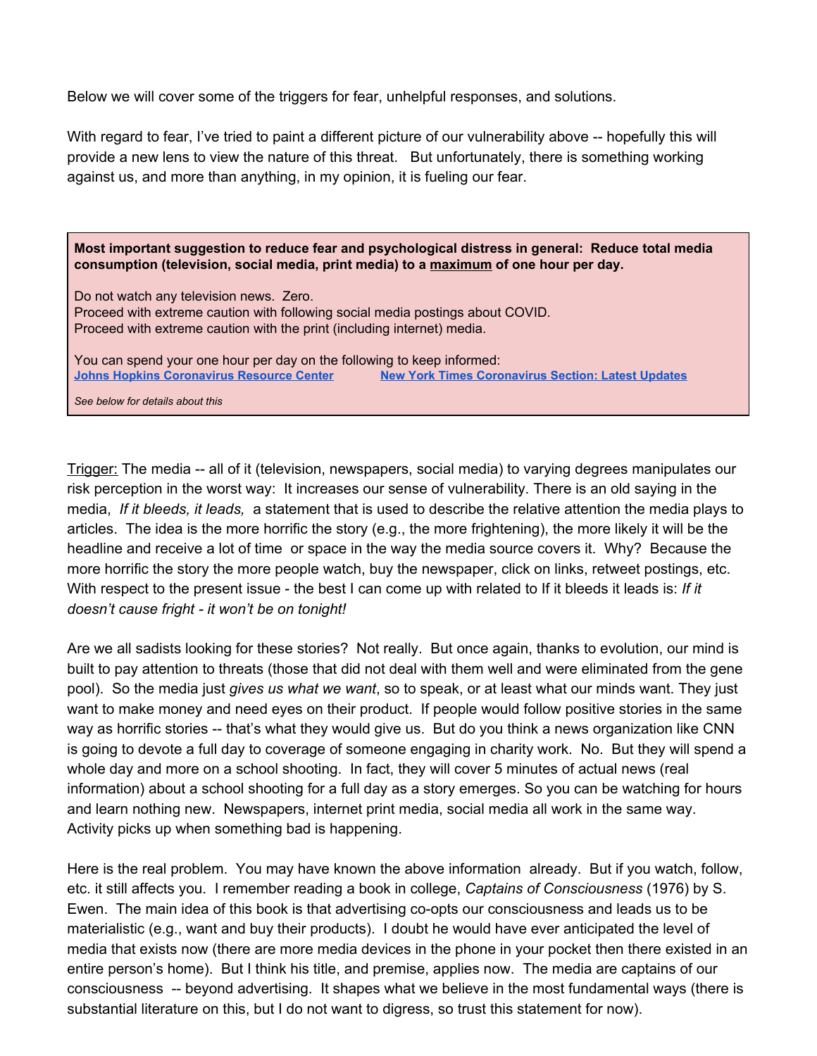Below we will cover some of the triggers for fear, unhelpful responses, and solutions.

With regard to fear, I've tried to paint a different picture of our vulnerability above -- hopefully this will provide a new lens to view the nature of this threat. But unfortunately, there is something working against us, and more than anything, in my opinion, it is fueling our fear.

> **Most important suggestion to reduce fear and psychological distress in general: Reduce total media consumption (television, social media, print media) to a <u>maximum</u> of one hour per day.**
>
> Do not watch any television news. Zero.
> Proceed with extreme caution with following social media postings about COVID.
> Proceed with extreme caution with the print (including internet) media.
>
> You can spend your one hour per day on the following to keep informed:
> **Johns Hopkins Coronavirus Resource Center** **New York Times Coronavirus Section: Latest Updates**
>
> *See below for details about this*

<u>Trigger:</u> The media -- all of it (television, newspapers, social media) to varying degrees manipulates our risk perception in the worst way: It increases our sense of vulnerability. There is an old saying in the media, *If it bleeds, it leads,* a statement that is used to describe the relative attention the media plays to articles. The idea is the more horrific the story (e.g., the more frightening), the more likely it will be the headline and receive a lot of time or space in the way the media source covers it. Why? Because the more horrific the story the more people watch, buy the newspaper, click on links, retweet postings, etc. With respect to the present issue - the best I can come up with related to If it bleeds it leads is: *If it doesn't cause fright - it won't be on tonight!*

Are we all sadists looking for these stories? Not really. But once again, thanks to evolution, our mind is built to pay attention to threats (those that did not deal with them well and were eliminated from the gene pool). So the media just *gives us what we want*, so to speak, or at least what our minds want. They just want to make money and need eyes on their product. If people would follow positive stories in the same way as horrific stories -- that's what they would give us. But do you think a news organization like CNN is going to devote a full day to coverage of someone engaging in charity work. No. But they will spend a whole day and more on a school shooting. In fact, they will cover 5 minutes of actual news (real information) about a school shooting for a full day as a story emerges. So you can be watching for hours and learn nothing new. Newspapers, internet print media, social media all work in the same way. Activity picks up when something bad is happening.

Here is the real problem. You may have known the above information already. But if you watch, follow, etc. it still affects you. I remember reading a book in college, *Captains of Consciousness* (1976) by S. Ewen. The main idea of this book is that advertising co-opts our consciousness and leads us to be materialistic (e.g., want and buy their products). I doubt he would have ever anticipated the level of media that exists now (there are more media devices in the phone in your pocket then there existed in an entire person's home). But I think his title, and premise, applies now. The media are captains of our consciousness -- beyond advertising. It shapes what we believe in the most fundamental ways (there is substantial literature on this, but I do not want to digress, so trust this statement for now).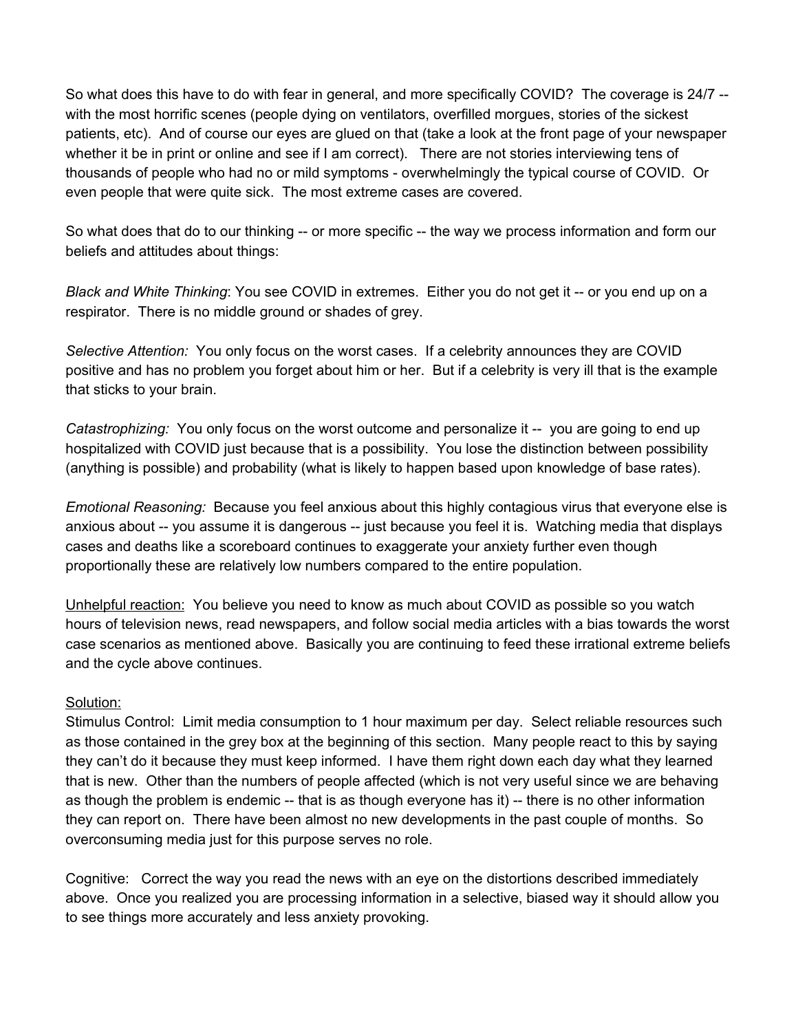So what does this have to do with fear in general, and more specifically COVID? The coverage is 24/7 -- with the most horrific scenes (people dying on ventilators, overfilled morgues, stories of the sickest patients, etc). And of course our eyes are glued on that (take a look at the front page of your newspaper whether it be in print or online and see if I am correct). There are not stories interviewing tens of thousands of people who had no or mild symptoms - overwhelmingly the typical course of COVID. Or even people that were quite sick. The most extreme cases are covered.

So what does that do to our thinking -- or more specific -- the way we process information and form our beliefs and attitudes about things:

*Black and White Thinking*: You see COVID in extremes. Either you do not get it -- or you end up on a respirator. There is no middle ground or shades of grey.

*Selective Attention:* You only focus on the worst cases. If a celebrity announces they are COVID positive and has no problem you forget about him or her. But if a celebrity is very ill that is the example that sticks to your brain.

*Catastrophizing:* You only focus on the worst outcome and personalize it -- you are going to end up hospitalized with COVID just because that is a possibility. You lose the distinction between possibility (anything is possible) and probability (what is likely to happen based upon knowledge of base rates).

*Emotional Reasoning:* Because you feel anxious about this highly contagious virus that everyone else is anxious about -- you assume it is dangerous -- just because you feel it is. Watching media that displays cases and deaths like a scoreboard continues to exaggerate your anxiety further even though proportionally these are relatively low numbers compared to the entire population.

<u>Unhelpful reaction:</u> You believe you need to know as much about COVID as possible so you watch hours of television news, read newspapers, and follow social media articles with a bias towards the worst case scenarios as mentioned above. Basically you are continuing to feed these irrational extreme beliefs and the cycle above continues.

<u>Solution:</u>

Stimulus Control: Limit media consumption to 1 hour maximum per day. Select reliable resources such as those contained in the grey box at the beginning of this section. Many people react to this by saying they can't do it because they must keep informed. I have them right down each day what they learned that is new. Other than the numbers of people affected (which is not very useful since we are behaving as though the problem is endemic -- that is as though everyone has it) -- there is no other information they can report on. There have been almost no new developments in the past couple of months. So overconsuming media just for this purpose serves no role.

Cognitive: Correct the way you read the news with an eye on the distortions described immediately above. Once you realized you are processing information in a selective, biased way it should allow you to see things more accurately and less anxiety provoking.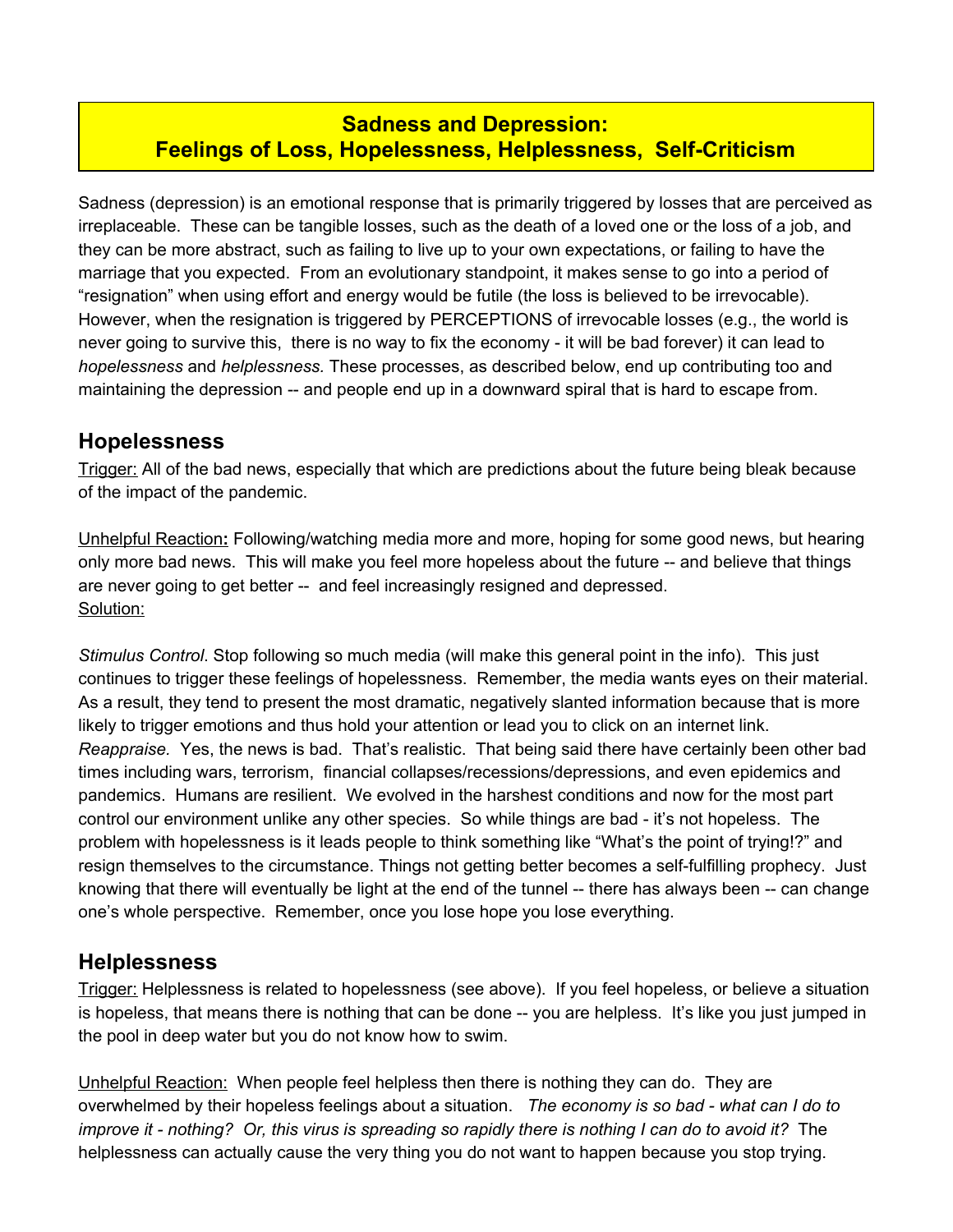# Sadness and Depression: Feelings of Loss, Hopelessness, Helplessness, Self-Criticism

Sadness (depression) is an emotional response that is primarily triggered by losses that are perceived as irreplaceable. These can be tangible losses, such as the death of a loved one or the loss of a job, and they can be more abstract, such as failing to live up to your own expectations, or failing to have the marriage that you expected. From an evolutionary standpoint, it makes sense to go into a period of "resignation" when using effort and energy would be futile (the loss is believed to be irrevocable). However, when the resignation is triggered by PERCEPTIONS of irrevocable losses (e.g., the world is never going to survive this, there is no way to fix the economy - it will be bad forever) it can lead to *hopelessness* and *helplessness.* These processes, as described below, end up contributing too and maintaining the depression -- and people end up in a downward spiral that is hard to escape from.

## Hopelessness

Trigger: All of the bad news, especially that which are predictions about the future being bleak because of the impact of the pandemic.

Unhelpful Reaction**:** Following/watching media more and more, hoping for some good news, but hearing only more bad news. This will make you feel more hopeless about the future -- and believe that things are never going to get better -- and feel increasingly resigned and depressed.
Solution:

*Stimulus Control*. Stop following so much media (will make this general point in the info). This just continues to trigger these feelings of hopelessness. Remember, the media wants eyes on their material. As a result, they tend to present the most dramatic, negatively slanted information because that is more likely to trigger emotions and thus hold your attention or lead you to click on an internet link.
*Reappraise.* Yes, the news is bad. That's realistic. That being said there have certainly been other bad times including wars, terrorism, financial collapses/recessions/depressions, and even epidemics and pandemics. Humans are resilient. We evolved in the harshest conditions and now for the most part control our environment unlike any other species. So while things are bad - it's not hopeless. The problem with hopelessness is it leads people to think something like "What's the point of trying!?" and resign themselves to the circumstance. Things not getting better becomes a self-fulfilling prophecy. Just knowing that there will eventually be light at the end of the tunnel -- there has always been -- can change one's whole perspective. Remember, once you lose hope you lose everything.

## Helplessness

Trigger: Helplessness is related to hopelessness (see above). If you feel hopeless, or believe a situation is hopeless, that means there is nothing that can be done -- you are helpless. It's like you just jumped in the pool in deep water but you do not know how to swim.

Unhelpful Reaction: When people feel helpless then there is nothing they can do. They are overwhelmed by their hopeless feelings about a situation. *The economy is so bad - what can I do to improve it - nothing? Or, this virus is spreading so rapidly there is nothing I can do to avoid it?* The helplessness can actually cause the very thing you do not want to happen because you stop trying.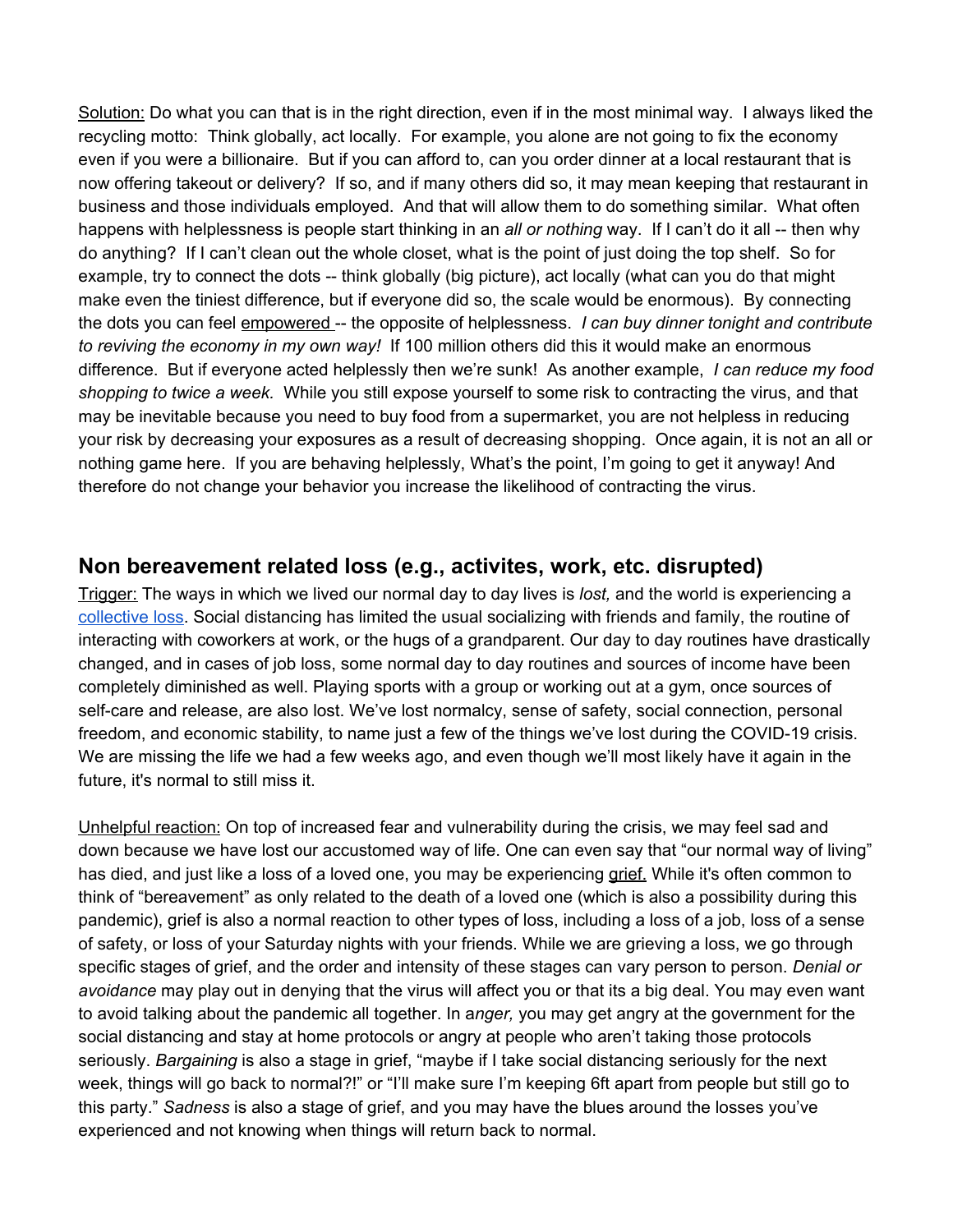Solution: Do what you can that is in the right direction, even if in the most minimal way. I always liked the recycling motto: Think globally, act locally. For example, you alone are not going to fix the economy even if you were a billionaire. But if you can afford to, can you order dinner at a local restaurant that is now offering takeout or delivery? If so, and if many others did so, it may mean keeping that restaurant in business and those individuals employed. And that will allow them to do something similar. What often happens with helplessness is people start thinking in an *all or nothing* way. If I can't do it all -- then why do anything? If I can't clean out the whole closet, what is the point of just doing the top shelf. So for example, try to connect the dots -- think globally (big picture), act locally (what can you do that might make even the tiniest difference, but if everyone did so, the scale would be enormous). By connecting the dots you can feel empowered -- the opposite of helplessness. *I can buy dinner tonight and contribute to reviving the economy in my own way!* If 100 million others did this it would make an enormous difference. But if everyone acted helplessly then we're sunk! As another example, *I can reduce my food shopping to twice a week*. While you still expose yourself to some risk to contracting the virus, and that may be inevitable because you need to buy food from a supermarket, you are not helpless in reducing your risk by decreasing your exposures as a result of decreasing shopping. Once again, it is not an all or nothing game here. If you are behaving helplessly, What's the point, I'm going to get it anyway! And therefore do not change your behavior you increase the likelihood of contracting the virus.

## Non bereavement related loss (e.g., activites, work, etc. disrupted)

Trigger: The ways in which we lived our normal day to day lives is *lost,* and the world is experiencing a collective loss. Social distancing has limited the usual socializing with friends and family, the routine of interacting with coworkers at work, or the hugs of a grandparent. Our day to day routines have drastically changed, and in cases of job loss, some normal day to day routines and sources of income have been completely diminished as well. Playing sports with a group or working out at a gym, once sources of self-care and release, are also lost. We've lost normalcy, sense of safety, social connection, personal freedom, and economic stability, to name just a few of the things we've lost during the COVID-19 crisis. We are missing the life we had a few weeks ago, and even though we'll most likely have it again in the future, it's normal to still miss it.

Unhelpful reaction: On top of increased fear and vulnerability during the crisis, we may feel sad and down because we have lost our accustomed way of life. One can even say that "our normal way of living" has died, and just like a loss of a loved one, you may be experiencing grief. While it's often common to think of "bereavement" as only related to the death of a loved one (which is also a possibility during this pandemic), grief is also a normal reaction to other types of loss, including a loss of a job, loss of a sense of safety, or loss of your Saturday nights with your friends. While we are grieving a loss, we go through specific stages of grief, and the order and intensity of these stages can vary person to person. *Denial or avoidance* may play out in denying that the virus will affect you or that its a big deal. You may even want to avoid talking about the pandemic all together. In *anger,* you may get angry at the government for the social distancing and stay at home protocols or angry at people who aren't taking those protocols seriously. *Bargaining* is also a stage in grief, "maybe if I take social distancing seriously for the next week, things will go back to normal?!" or "I'll make sure I'm keeping 6ft apart from people but still go to this party." *Sadness* is also a stage of grief, and you may have the blues around the losses you've experienced and not knowing when things will return back to normal.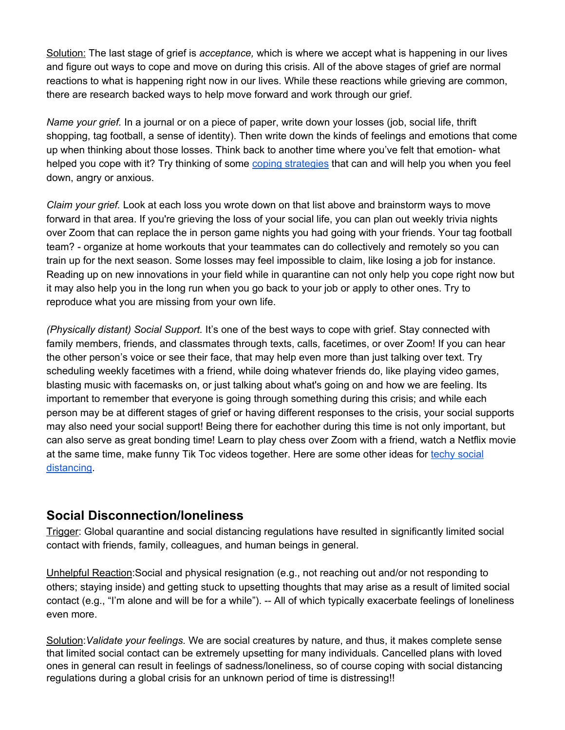<u>Solution:</u> The last stage of grief is *acceptance,* which is where we accept what is happening in our lives and figure out ways to cope and move on during this crisis. All of the above stages of grief are normal reactions to what is happening right now in our lives. While these reactions while grieving are common, there are research backed ways to help move forward and work through our grief.

*Name your grief.* In a journal or on a piece of paper, write down your losses (job, social life, thrift shopping, tag football, a sense of identity). Then write down the kinds of feelings and emotions that come up when thinking about those losses. Think back to another time where you've felt that emotion- what helped you cope with it? Try thinking of some [coping strategies]() that can and will help you when you feel down, angry or anxious.

*Claim your grief.* Look at each loss you wrote down on that list above and brainstorm ways to move forward in that area. If you're grieving the loss of your social life, you can plan out weekly trivia nights over Zoom that can replace the in person game nights you had going with your friends. Your tag football team? - organize at home workouts that your teammates can do collectively and remotely so you can train up for the next season. Some losses may feel impossible to claim, like losing a job for instance. Reading up on new innovations in your field while in quarantine can not only help you cope right now but it may also help you in the long run when you go back to your job or apply to other ones. Try to reproduce what you are missing from your own life.

*(Physically distant) Social Support.* It's one of the best ways to cope with grief. Stay connected with family members, friends, and classmates through texts, calls, facetimes, or over Zoom! If you can hear the other person's voice or see their face, that may help even more than just talking over text. Try scheduling weekly facetimes with a friend, while doing whatever friends do, like playing video games, blasting music with facemasks on, or just talking about what's going on and how we are feeling. Its important to remember that everyone is going through something during this crisis; and while each person may be at different stages of grief or having different responses to the crisis, your social supports may also need your social support! Being there for eachother during this time is not only important, but can also serve as great bonding time! Learn to play chess over Zoom with a friend, watch a Netflix movie at the same time, make funny Tik Toc videos together. Here are some other ideas for [techy social distancing]().

## Social Disconnection/loneliness

<u>Trigger</u>: Global quarantine and social distancing regulations have resulted in significantly limited social contact with friends, family, colleagues, and human beings in general.

<u>Unhelpful Reaction</u>:Social and physical resignation (e.g., not reaching out and/or not responding to others; staying inside) and getting stuck to upsetting thoughts that may arise as a result of limited social contact (e.g., "I'm alone and will be for a while"). -- All of which typically exacerbate feelings of loneliness even more.

<u>Solution</u>:*Validate your feelings.* We are social creatures by nature, and thus, it makes complete sense that limited social contact can be extremely upsetting for many individuals. Cancelled plans with loved ones in general can result in feelings of sadness/loneliness, so of course coping with social distancing regulations during a global crisis for an unknown period of time is distressing!!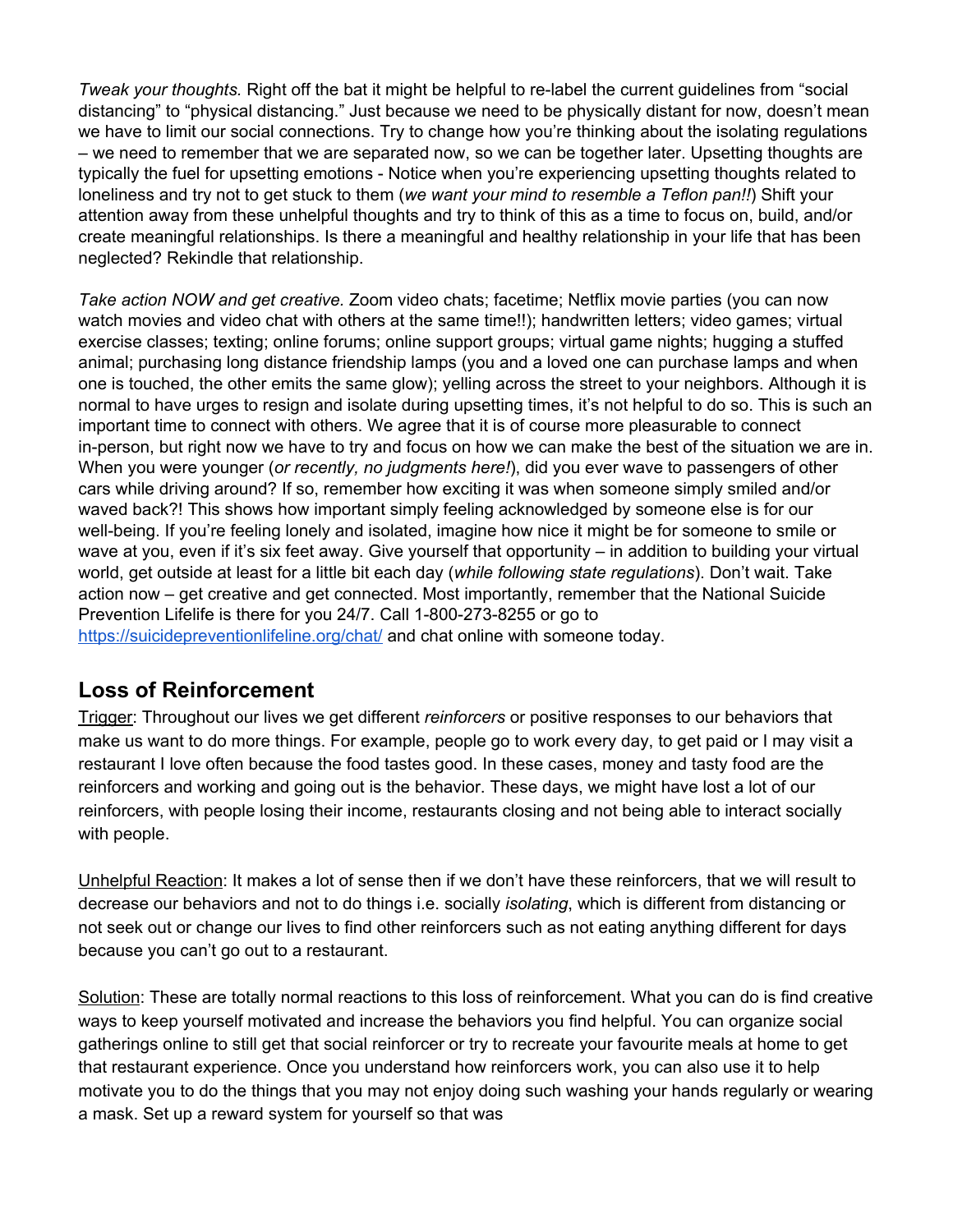*Tweak your thoughts.* Right off the bat it might be helpful to re-label the current guidelines from "social distancing" to "physical distancing." Just because we need to be physically distant for now, doesn't mean we have to limit our social connections. Try to change how you're thinking about the isolating regulations – we need to remember that we are separated now, so we can be together later. Upsetting thoughts are typically the fuel for upsetting emotions - Notice when you're experiencing upsetting thoughts related to loneliness and try not to get stuck to them (*we want your mind to resemble a Teflon pan!!*) Shift your attention away from these unhelpful thoughts and try to think of this as a time to focus on, build, and/or create meaningful relationships. Is there a meaningful and healthy relationship in your life that has been neglected? Rekindle that relationship.

*Take action NOW and get creative.* Zoom video chats; facetime; Netflix movie parties (you can now watch movies and video chat with others at the same time!!); handwritten letters; video games; virtual exercise classes; texting; online forums; online support groups; virtual game nights; hugging a stuffed animal; purchasing long distance friendship lamps (you and a loved one can purchase lamps and when one is touched, the other emits the same glow); yelling across the street to your neighbors. Although it is normal to have urges to resign and isolate during upsetting times, it's not helpful to do so. This is such an important time to connect with others. We agree that it is of course more pleasurable to connect in-person, but right now we have to try and focus on how we can make the best of the situation we are in. When you were younger (*or recently, no judgments here!*), did you ever wave to passengers of other cars while driving around? If so, remember how exciting it was when someone simply smiled and/or waved back?! This shows how important simply feeling acknowledged by someone else is for our well-being. If you're feeling lonely and isolated, imagine how nice it might be for someone to smile or wave at you, even if it's six feet away. Give yourself that opportunity – in addition to building your virtual world, get outside at least for a little bit each day (*while following state regulations*). Don't wait. Take action now – get creative and get connected. Most importantly, remember that the National Suicide Prevention Lifelife is there for you 24/7. Call 1-800-273-8255 or go to [https://suicidepreventionlifeline.org/chat/](https://suicidepreventionlifeline.org/chat/) and chat online with someone today.

## Loss of Reinforcement

Trigger: Throughout our lives we get different *reinforcers* or positive responses to our behaviors that make us want to do more things. For example, people go to work every day, to get paid or I may visit a restaurant I love often because the food tastes good. In these cases, money and tasty food are the reinforcers and working and going out is the behavior. These days, we might have lost a lot of our reinforcers, with people losing their income, restaurants closing and not being able to interact socially with people.

Unhelpful Reaction: It makes a lot of sense then if we don't have these reinforcers, that we will result to decrease our behaviors and not to do things i.e. socially *isolating*, which is different from distancing or not seek out or change our lives to find other reinforcers such as not eating anything different for days because you can't go out to a restaurant.

Solution: These are totally normal reactions to this loss of reinforcement. What you can do is find creative ways to keep yourself motivated and increase the behaviors you find helpful. You can organize social gatherings online to still get that social reinforcer or try to recreate your favourite meals at home to get that restaurant experience. Once you understand how reinforcers work, you can also use it to help motivate you to do the things that you may not enjoy doing such washing your hands regularly or wearing a mask. Set up a reward system for yourself so that was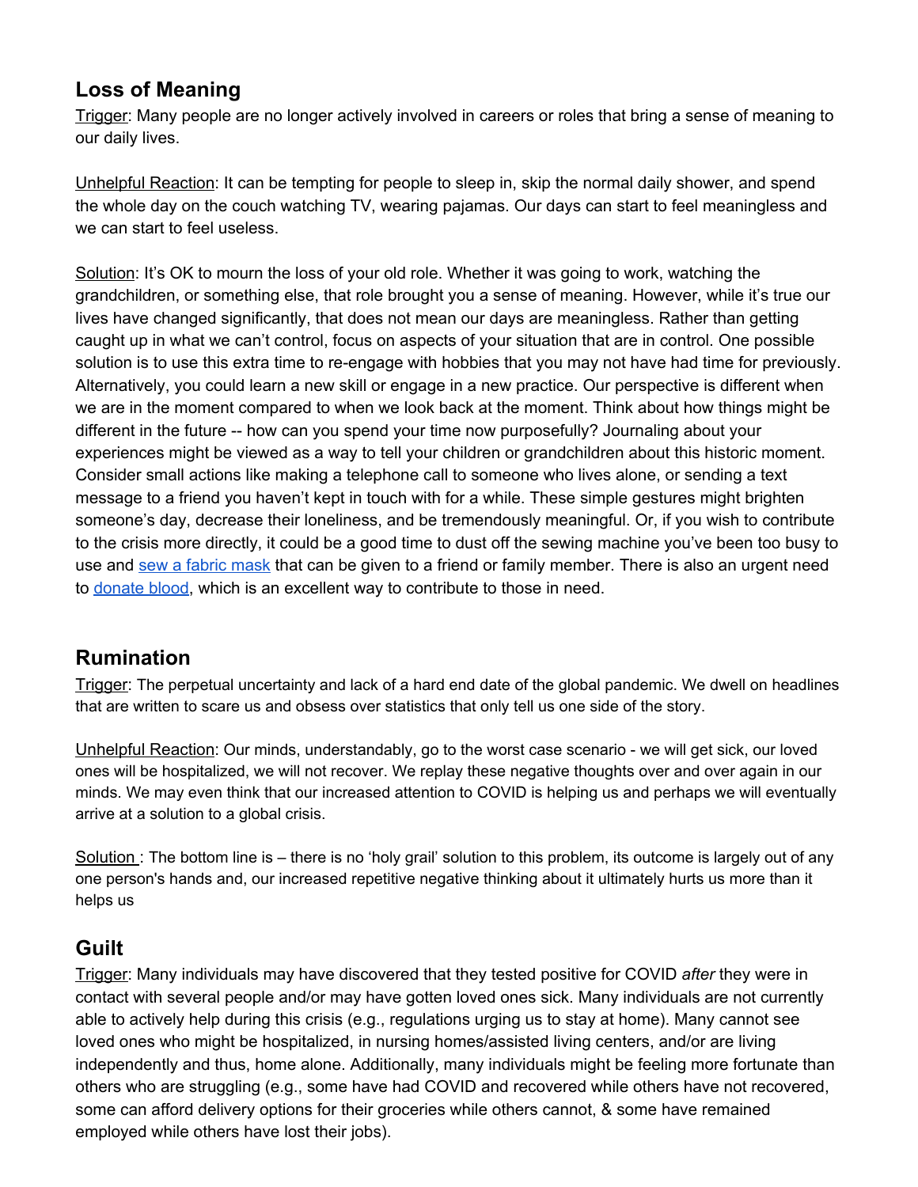## Loss of Meaning

Trigger: Many people are no longer actively involved in careers or roles that bring a sense of meaning to our daily lives.

Unhelpful Reaction: It can be tempting for people to sleep in, skip the normal daily shower, and spend the whole day on the couch watching TV, wearing pajamas. Our days can start to feel meaningless and we can start to feel useless.

Solution: It's OK to mourn the loss of your old role. Whether it was going to work, watching the grandchildren, or something else, that role brought you a sense of meaning. However, while it's true our lives have changed significantly, that does not mean our days are meaningless. Rather than getting caught up in what we can't control, focus on aspects of your situation that are in control. One possible solution is to use this extra time to re-engage with hobbies that you may not have had time for previously. Alternatively, you could learn a new skill or engage in a new practice. Our perspective is different when we are in the moment compared to when we look back at the moment. Think about how things might be different in the future -- how can you spend your time now purposefully? Journaling about your experiences might be viewed as a way to tell your children or grandchildren about this historic moment. Consider small actions like making a telephone call to someone who lives alone, or sending a text message to a friend you haven't kept in touch with for a while. These simple gestures might brighten someone's day, decrease their loneliness, and be tremendously meaningful. Or, if you wish to contribute to the crisis more directly, it could be a good time to dust off the sewing machine you've been too busy to use and sew a fabric mask that can be given to a friend or family member. There is also an urgent need to donate blood, which is an excellent way to contribute to those in need.

## Rumination

Trigger: The perpetual uncertainty and lack of a hard end date of the global pandemic. We dwell on headlines that are written to scare us and obsess over statistics that only tell us one side of the story.

Unhelpful Reaction: Our minds, understandably, go to the worst case scenario - we will get sick, our loved ones will be hospitalized, we will not recover. We replay these negative thoughts over and over again in our minds. We may even think that our increased attention to COVID is helping us and perhaps we will eventually arrive at a solution to a global crisis.

Solution : The bottom line is – there is no 'holy grail' solution to this problem, its outcome is largely out of any one person's hands and, our increased repetitive negative thinking about it ultimately hurts us more than it helps us

## Guilt

Trigger: Many individuals may have discovered that they tested positive for COVID *after* they were in contact with several people and/or may have gotten loved ones sick. Many individuals are not currently able to actively help during this crisis (e.g., regulations urging us to stay at home). Many cannot see loved ones who might be hospitalized, in nursing homes/assisted living centers, and/or are living independently and thus, home alone. Additionally, many individuals might be feeling more fortunate than others who are struggling (e.g., some have had COVID and recovered while others have not recovered, some can afford delivery options for their groceries while others cannot, & some have remained employed while others have lost their jobs).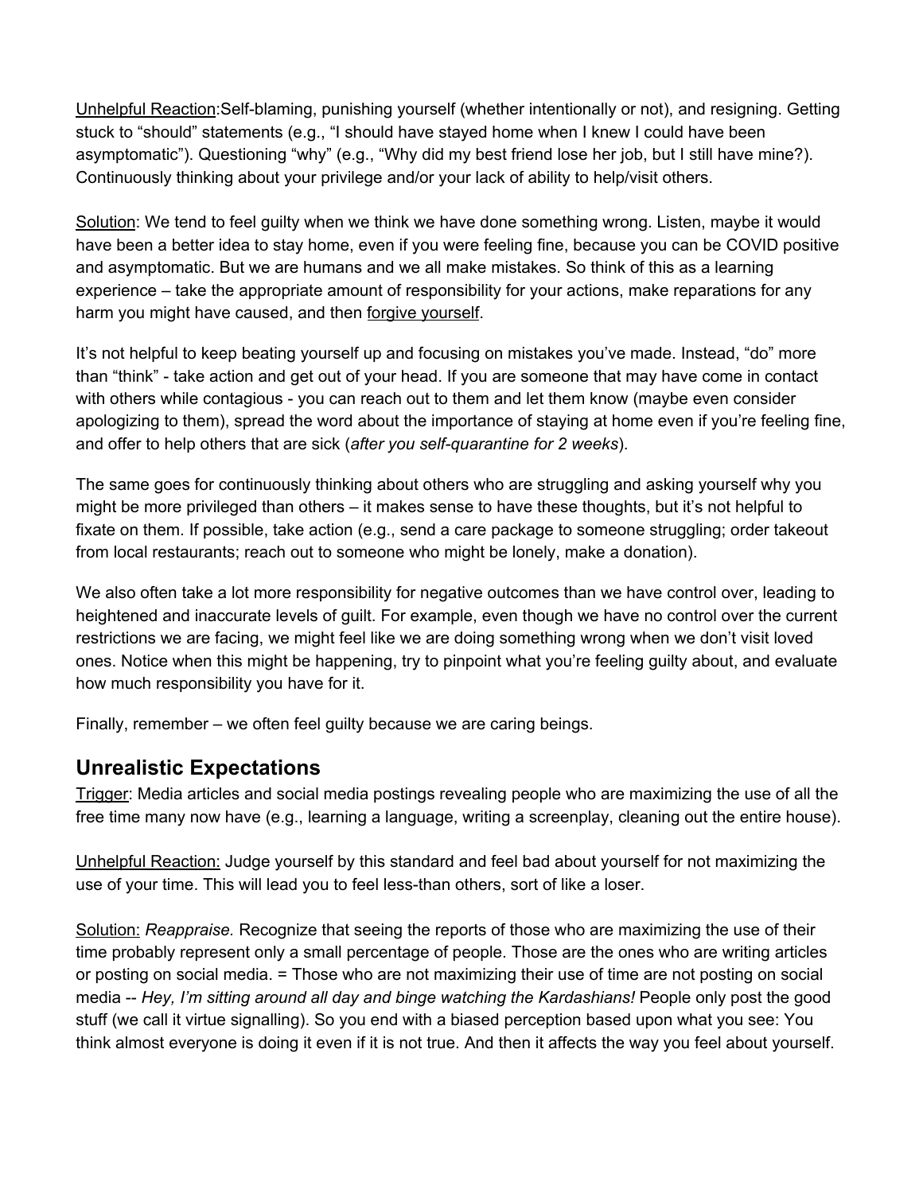<u>Unhelpful Reaction</u>:Self-blaming, punishing yourself (whether intentionally or not), and resigning. Getting stuck to "should" statements (e.g., "I should have stayed home when I knew I could have been asymptomatic"). Questioning "why" (e.g., "Why did my best friend lose her job, but I still have mine?). Continuously thinking about your privilege and/or your lack of ability to help/visit others.

<u>Solution</u>: We tend to feel guilty when we think we have done something wrong. Listen, maybe it would have been a better idea to stay home, even if you were feeling fine, because you can be COVID positive and asymptomatic. But we are humans and we all make mistakes. So think of this as a learning experience – take the appropriate amount of responsibility for your actions, make reparations for any harm you might have caused, and then <u>forgive yourself</u>.

It's not helpful to keep beating yourself up and focusing on mistakes you've made. Instead, "do" more than "think" - take action and get out of your head. If you are someone that may have come in contact with others while contagious - you can reach out to them and let them know (maybe even consider apologizing to them), spread the word about the importance of staying at home even if you're feeling fine, and offer to help others that are sick (*after you self-quarantine for 2 weeks*).

The same goes for continuously thinking about others who are struggling and asking yourself why you might be more privileged than others – it makes sense to have these thoughts, but it's not helpful to fixate on them. If possible, take action (e.g., send a care package to someone struggling; order takeout from local restaurants; reach out to someone who might be lonely, make a donation).

We also often take a lot more responsibility for negative outcomes than we have control over, leading to heightened and inaccurate levels of guilt. For example, even though we have no control over the current restrictions we are facing, we might feel like we are doing something wrong when we don't visit loved ones. Notice when this might be happening, try to pinpoint what you're feeling guilty about, and evaluate how much responsibility you have for it.

Finally, remember – we often feel guilty because we are caring beings.

## Unrealistic Expectations

<u>Trigger</u>: Media articles and social media postings revealing people who are maximizing the use of all the free time many now have (e.g., learning a language, writing a screenplay, cleaning out the entire house).

<u>Unhelpful Reaction:</u> Judge yourself by this standard and feel bad about yourself for not maximizing the use of your time. This will lead you to feel less-than others, sort of like a loser.

<u>Solution:</u> *Reappraise.* Recognize that seeing the reports of those who are maximizing the use of their time probably represent only a small percentage of people. Those are the ones who are writing articles or posting on social media. = Those who are not maximizing their use of time are not posting on social media -- *Hey, I'm sitting around all day and binge watching the Kardashians!* People only post the good stuff (we call it virtue signalling). So you end with a biased perception based upon what you see: You think almost everyone is doing it even if it is not true. And then it affects the way you feel about yourself.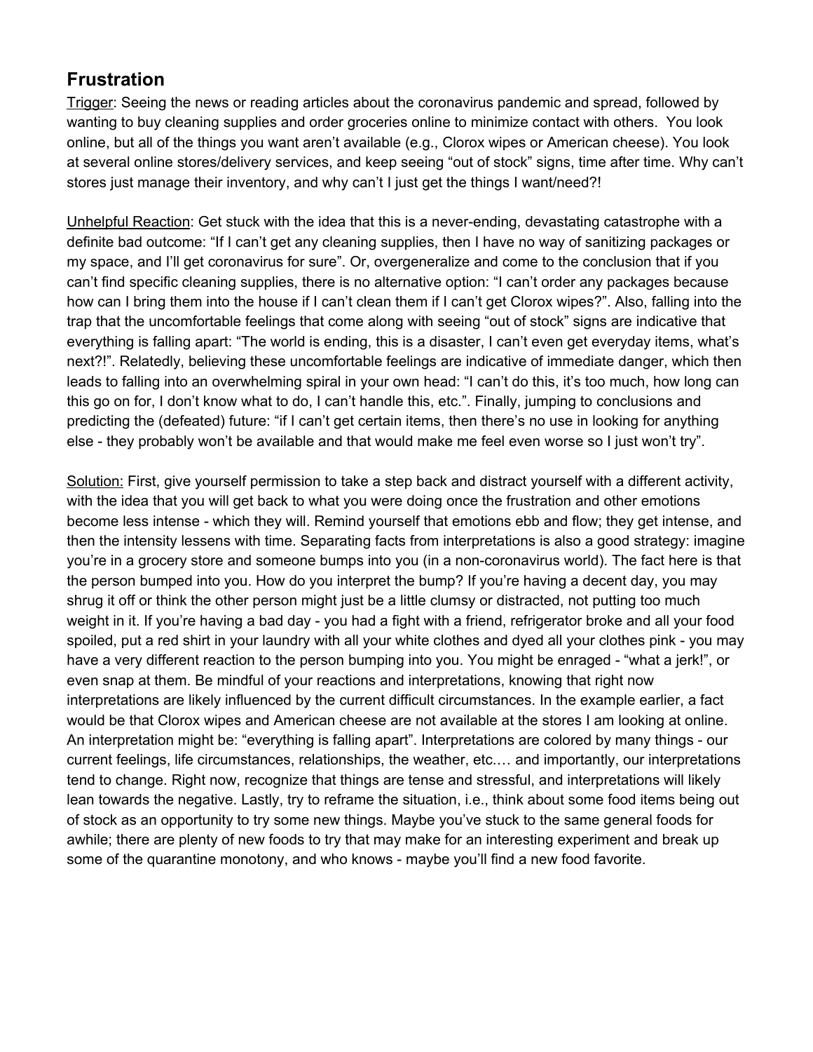## Frustration

Trigger: Seeing the news or reading articles about the coronavirus pandemic and spread, followed by wanting to buy cleaning supplies and order groceries online to minimize contact with others. You look online, but all of the things you want aren't available (e.g., Clorox wipes or American cheese). You look at several online stores/delivery services, and keep seeing "out of stock" signs, time after time. Why can't stores just manage their inventory, and why can't I just get the things I want/need?!

Unhelpful Reaction: Get stuck with the idea that this is a never-ending, devastating catastrophe with a definite bad outcome: "If I can't get any cleaning supplies, then I have no way of sanitizing packages or my space, and I'll get coronavirus for sure". Or, overgeneralize and come to the conclusion that if you can't find specific cleaning supplies, there is no alternative option: "I can't order any packages because how can I bring them into the house if I can't clean them if I can't get Clorox wipes?". Also, falling into the trap that the uncomfortable feelings that come along with seeing "out of stock" signs are indicative that everything is falling apart: "The world is ending, this is a disaster, I can't even get everyday items, what's next?!". Relatedly, believing these uncomfortable feelings are indicative of immediate danger, which then leads to falling into an overwhelming spiral in your own head: "I can't do this, it's too much, how long can this go on for, I don't know what to do, I can't handle this, etc.". Finally, jumping to conclusions and predicting the (defeated) future: "if I can't get certain items, then there's no use in looking for anything else - they probably won't be available and that would make me feel even worse so I just won't try".

Solution: First, give yourself permission to take a step back and distract yourself with a different activity, with the idea that you will get back to what you were doing once the frustration and other emotions become less intense - which they will. Remind yourself that emotions ebb and flow; they get intense, and then the intensity lessens with time. Separating facts from interpretations is also a good strategy: imagine you're in a grocery store and someone bumps into you (in a non-coronavirus world). The fact here is that the person bumped into you. How do you interpret the bump? If you're having a decent day, you may shrug it off or think the other person might just be a little clumsy or distracted, not putting too much weight in it. If you're having a bad day - you had a fight with a friend, refrigerator broke and all your food spoiled, put a red shirt in your laundry with all your white clothes and dyed all your clothes pink - you may have a very different reaction to the person bumping into you. You might be enraged - "what a jerk!", or even snap at them. Be mindful of your reactions and interpretations, knowing that right now interpretations are likely influenced by the current difficult circumstances. In the example earlier, a fact would be that Clorox wipes and American cheese are not available at the stores I am looking at online. An interpretation might be: "everything is falling apart". Interpretations are colored by many things - our current feelings, life circumstances, relationships, the weather, etc.… and importantly, our interpretations tend to change. Right now, recognize that things are tense and stressful, and interpretations will likely lean towards the negative. Lastly, try to reframe the situation, i.e., think about some food items being out of stock as an opportunity to try some new things. Maybe you've stuck to the same general foods for awhile; there are plenty of new foods to try that may make for an interesting experiment and break up some of the quarantine monotony, and who knows - maybe you'll find a new food favorite.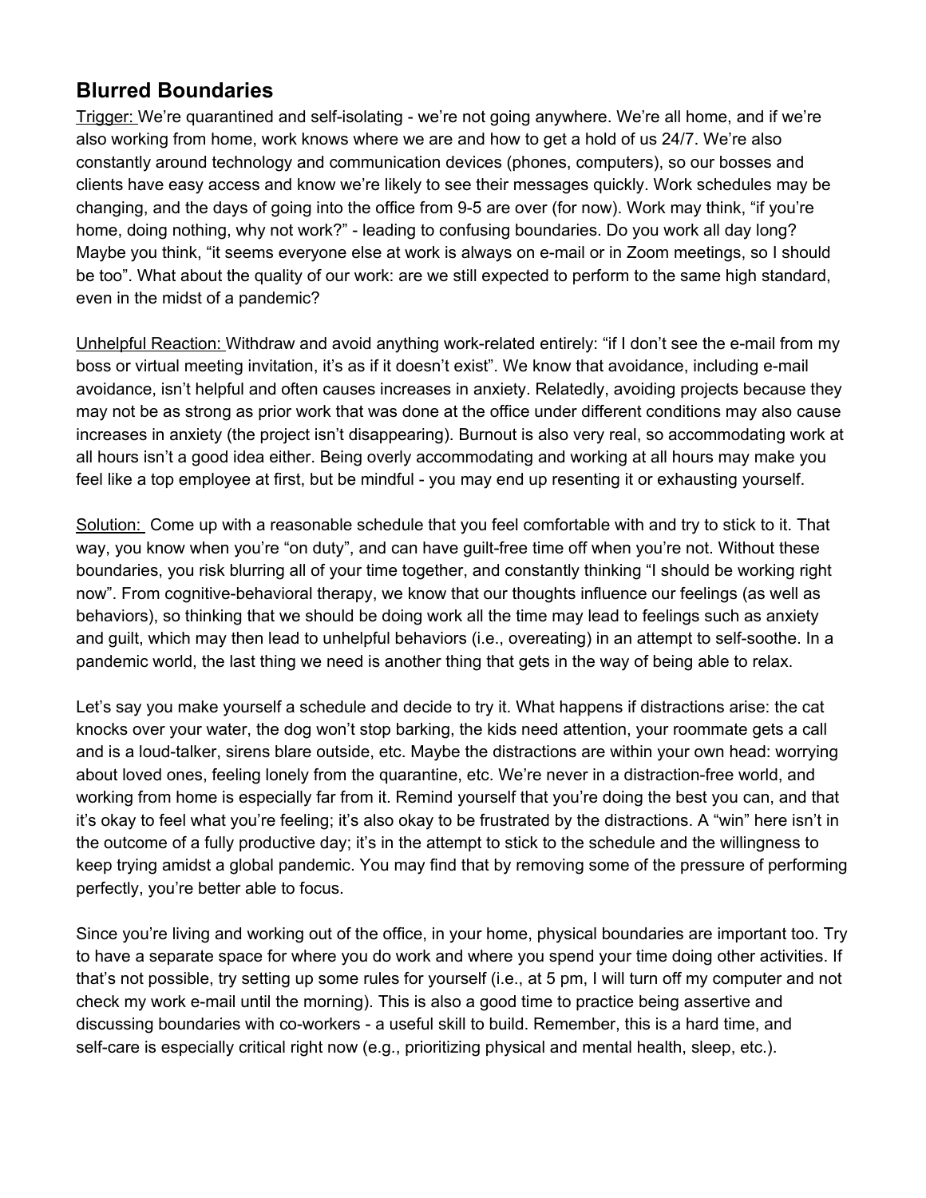## Blurred Boundaries

<u>Trigger:</u> We're quarantined and self-isolating - we're not going anywhere. We're all home, and if we're also working from home, work knows where we are and how to get a hold of us 24/7. We're also constantly around technology and communication devices (phones, computers), so our bosses and clients have easy access and know we're likely to see their messages quickly. Work schedules may be changing, and the days of going into the office from 9-5 are over (for now). Work may think, "if you're home, doing nothing, why not work?" - leading to confusing boundaries. Do you work all day long? Maybe you think, "it seems everyone else at work is always on e-mail or in Zoom meetings, so I should be too". What about the quality of our work: are we still expected to perform to the same high standard, even in the midst of a pandemic?

<u>Unhelpful Reaction:</u> Withdraw and avoid anything work-related entirely: "if I don't see the e-mail from my boss or virtual meeting invitation, it's as if it doesn't exist". We know that avoidance, including e-mail avoidance, isn't helpful and often causes increases in anxiety. Relatedly, avoiding projects because they may not be as strong as prior work that was done at the office under different conditions may also cause increases in anxiety (the project isn't disappearing). Burnout is also very real, so accommodating work at all hours isn't a good idea either. Being overly accommodating and working at all hours may make you feel like a top employee at first, but be mindful - you may end up resenting it or exhausting yourself.

<u>Solution:</u> Come up with a reasonable schedule that you feel comfortable with and try to stick to it. That way, you know when you're "on duty", and can have guilt-free time off when you're not. Without these boundaries, you risk blurring all of your time together, and constantly thinking "I should be working right now". From cognitive-behavioral therapy, we know that our thoughts influence our feelings (as well as behaviors), so thinking that we should be doing work all the time may lead to feelings such as anxiety and guilt, which may then lead to unhelpful behaviors (i.e., overeating) in an attempt to self-soothe. In a pandemic world, the last thing we need is another thing that gets in the way of being able to relax.

Let's say you make yourself a schedule and decide to try it. What happens if distractions arise: the cat knocks over your water, the dog won't stop barking, the kids need attention, your roommate gets a call and is a loud-talker, sirens blare outside, etc. Maybe the distractions are within your own head: worrying about loved ones, feeling lonely from the quarantine, etc. We're never in a distraction-free world, and working from home is especially far from it. Remind yourself that you're doing the best you can, and that it's okay to feel what you're feeling; it's also okay to be frustrated by the distractions. A "win" here isn't in the outcome of a fully productive day; it's in the attempt to stick to the schedule and the willingness to keep trying amidst a global pandemic. You may find that by removing some of the pressure of performing perfectly, you're better able to focus.

Since you're living and working out of the office, in your home, physical boundaries are important too. Try to have a separate space for where you do work and where you spend your time doing other activities. If that's not possible, try setting up some rules for yourself (i.e., at 5 pm, I will turn off my computer and not check my work e-mail until the morning). This is also a good time to practice being assertive and discussing boundaries with co-workers - a useful skill to build. Remember, this is a hard time, and self-care is especially critical right now (e.g., prioritizing physical and mental health, sleep, etc.).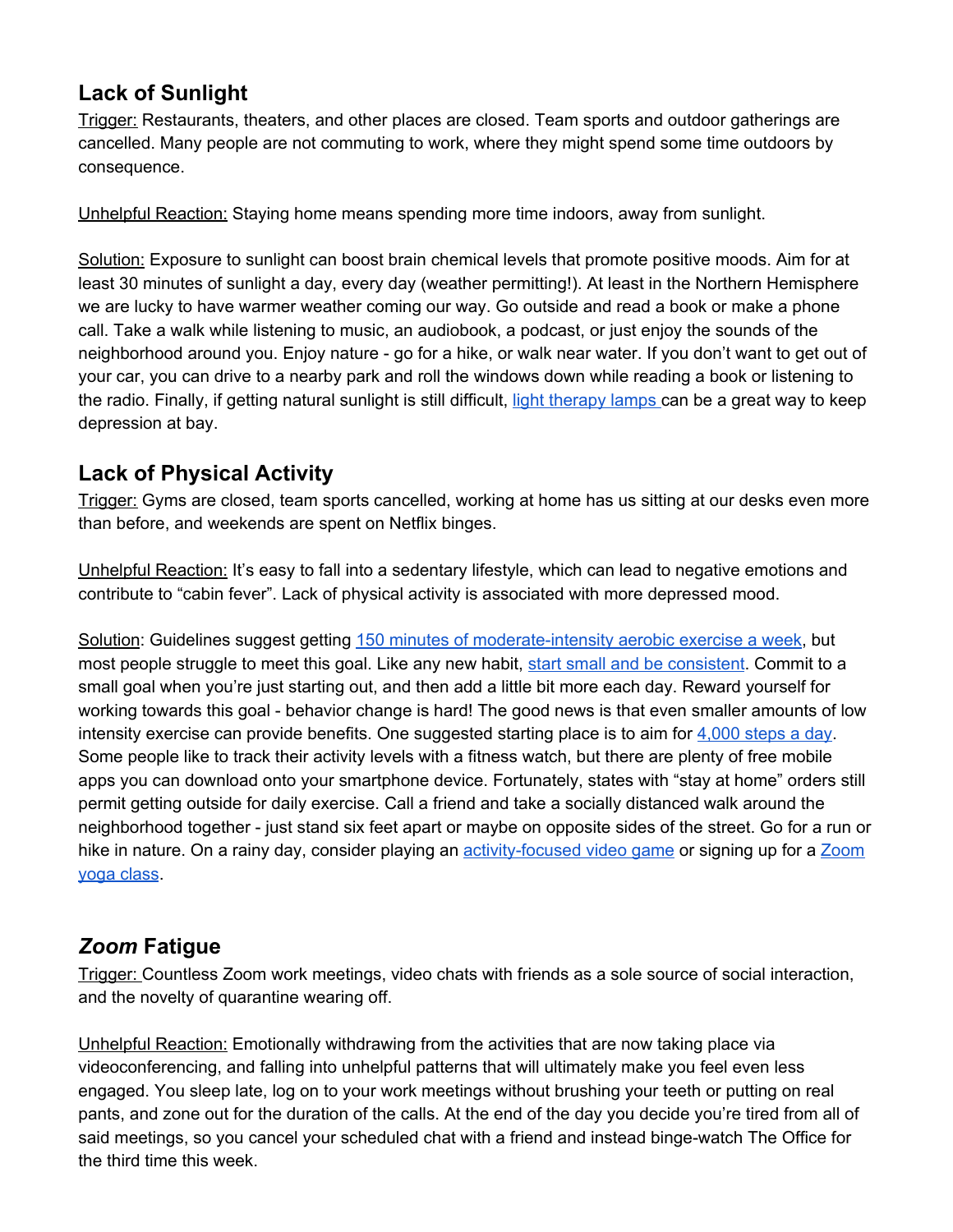## Lack of Sunlight

Trigger: Restaurants, theaters, and other places are closed. Team sports and outdoor gatherings are cancelled. Many people are not commuting to work, where they might spend some time outdoors by consequence.

Unhelpful Reaction: Staying home means spending more time indoors, away from sunlight.

Solution: Exposure to sunlight can boost brain chemical levels that promote positive moods. Aim for at least 30 minutes of sunlight a day, every day (weather permitting!). At least in the Northern Hemisphere we are lucky to have warmer weather coming our way. Go outside and read a book or make a phone call. Take a walk while listening to music, an audiobook, a podcast, or just enjoy the sounds of the neighborhood around you. Enjoy nature - go for a hike, or walk near water. If you don't want to get out of your car, you can drive to a nearby park and roll the windows down while reading a book or listening to the radio. Finally, if getting natural sunlight is still difficult, light therapy lamps can be a great way to keep depression at bay.

## Lack of Physical Activity

Trigger: Gyms are closed, team sports cancelled, working at home has us sitting at our desks even more than before, and weekends are spent on Netflix binges.

Unhelpful Reaction: It's easy to fall into a sedentary lifestyle, which can lead to negative emotions and contribute to "cabin fever". Lack of physical activity is associated with more depressed mood.

Solution: Guidelines suggest getting 150 minutes of moderate-intensity aerobic exercise a week, but most people struggle to meet this goal. Like any new habit, start small and be consistent. Commit to a small goal when you're just starting out, and then add a little bit more each day. Reward yourself for working towards this goal - behavior change is hard! The good news is that even smaller amounts of low intensity exercise can provide benefits. One suggested starting place is to aim for 4,000 steps a day. Some people like to track their activity levels with a fitness watch, but there are plenty of free mobile apps you can download onto your smartphone device. Fortunately, states with "stay at home" orders still permit getting outside for daily exercise. Call a friend and take a socially distanced walk around the neighborhood together - just stand six feet apart or maybe on opposite sides of the street. Go for a run or hike in nature. On a rainy day, consider playing an activity-focused video game or signing up for a Zoom yoga class.

## *Zoom* Fatigue

Trigger: Countless Zoom work meetings, video chats with friends as a sole source of social interaction, and the novelty of quarantine wearing off.

Unhelpful Reaction: Emotionally withdrawing from the activities that are now taking place via videoconferencing, and falling into unhelpful patterns that will ultimately make you feel even less engaged. You sleep late, log on to your work meetings without brushing your teeth or putting on real pants, and zone out for the duration of the calls. At the end of the day you decide you're tired from all of said meetings, so you cancel your scheduled chat with a friend and instead binge-watch The Office for the third time this week.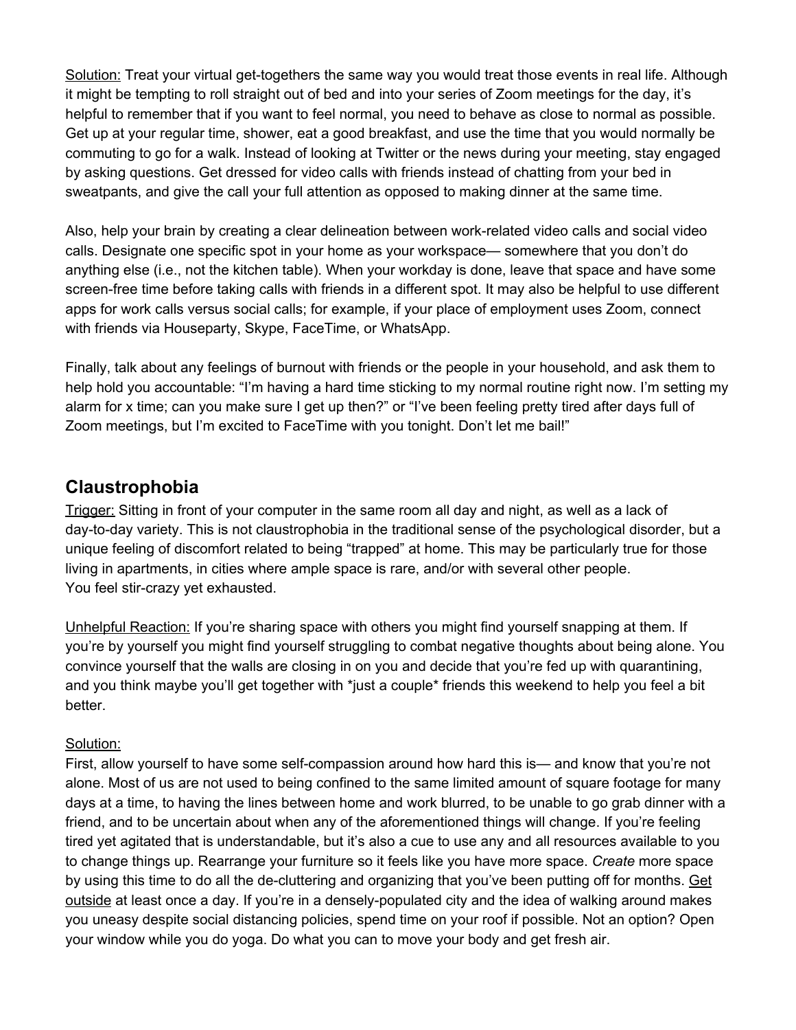Solution: Treat your virtual get-togethers the same way you would treat those events in real life. Although it might be tempting to roll straight out of bed and into your series of Zoom meetings for the day, it's helpful to remember that if you want to feel normal, you need to behave as close to normal as possible. Get up at your regular time, shower, eat a good breakfast, and use the time that you would normally be commuting to go for a walk. Instead of looking at Twitter or the news during your meeting, stay engaged by asking questions. Get dressed for video calls with friends instead of chatting from your bed in sweatpants, and give the call your full attention as opposed to making dinner at the same time.

Also, help your brain by creating a clear delineation between work-related video calls and social video calls. Designate one specific spot in your home as your workspace— somewhere that you don't do anything else (i.e., not the kitchen table). When your workday is done, leave that space and have some screen-free time before taking calls with friends in a different spot. It may also be helpful to use different apps for work calls versus social calls; for example, if your place of employment uses Zoom, connect with friends via Houseparty, Skype, FaceTime, or WhatsApp.

Finally, talk about any feelings of burnout with friends or the people in your household, and ask them to help hold you accountable: "I'm having a hard time sticking to my normal routine right now. I'm setting my alarm for x time; can you make sure I get up then?" or "I've been feeling pretty tired after days full of Zoom meetings, but I'm excited to FaceTime with you tonight. Don't let me bail!"

## Claustrophobia

Trigger: Sitting in front of your computer in the same room all day and night, as well as a lack of day-to-day variety. This is not claustrophobia in the traditional sense of the psychological disorder, but a unique feeling of discomfort related to being "trapped" at home. This may be particularly true for those living in apartments, in cities where ample space is rare, and/or with several other people. You feel stir-crazy yet exhausted.

Unhelpful Reaction: If you're sharing space with others you might find yourself snapping at them. If you're by yourself you might find yourself struggling to combat negative thoughts about being alone. You convince yourself that the walls are closing in on you and decide that you're fed up with quarantining, and you think maybe you'll get together with *just a couple* friends this weekend to help you feel a bit better.

Solution:
First, allow yourself to have some self-compassion around how hard this is— and know that you're not alone. Most of us are not used to being confined to the same limited amount of square footage for many days at a time, to having the lines between home and work blurred, to be unable to go grab dinner with a friend, and to be uncertain about when any of the aforementioned things will change. If you're feeling tired yet agitated that is understandable, but it's also a cue to use any and all resources available to you to change things up. Rearrange your furniture so it feels like you have more space. *Create* more space by using this time to do all the de-cluttering and organizing that you've been putting off for months. Get outside at least once a day. If you're in a densely-populated city and the idea of walking around makes you uneasy despite social distancing policies, spend time on your roof if possible. Not an option? Open your window while you do yoga. Do what you can to move your body and get fresh air.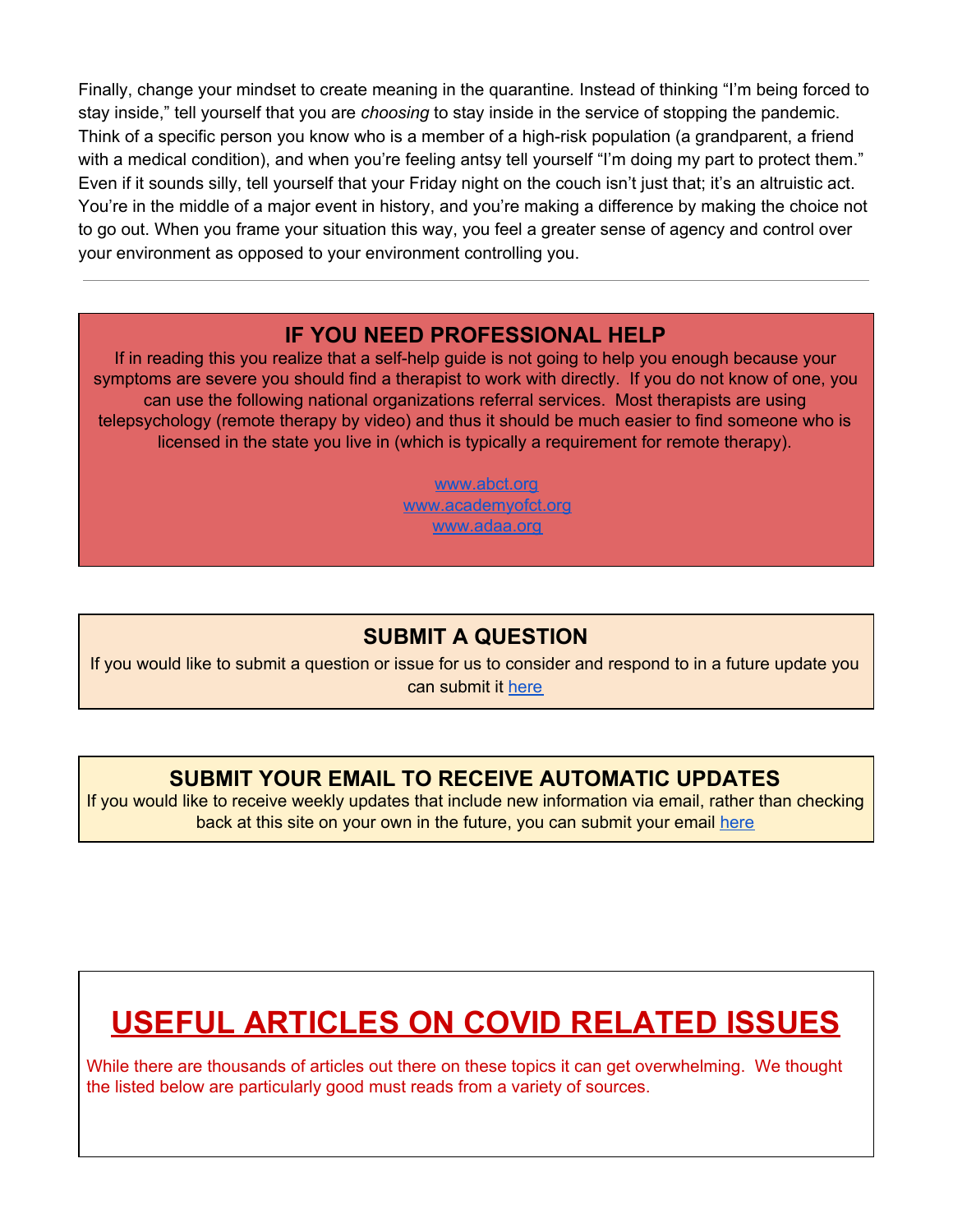Finally, change your mindset to create meaning in the quarantine. Instead of thinking "I'm being forced to stay inside," tell yourself that you are *choosing* to stay inside in the service of stopping the pandemic. Think of a specific person you know who is a member of a high-risk population (a grandparent, a friend with a medical condition), and when you're feeling antsy tell yourself "I'm doing my part to protect them." Even if it sounds silly, tell yourself that your Friday night on the couch isn't just that; it's an altruistic act. You're in the middle of a major event in history, and you're making a difference by making the choice not to go out. When you frame your situation this way, you feel a greater sense of agency and control over your environment as opposed to your environment controlling you.

---

## IF YOU NEED PROFESSIONAL HELP

If in reading this you realize that a self-help guide is not going to help you enough because your symptoms are severe you should find a therapist to work with directly. If you do not know of one, you can use the following national organizations referral services. Most therapists are using telepsychology (remote therapy by video) and thus it should be much easier to find someone who is licensed in the state you live in (which is typically a requirement for remote therapy).

www.abct.org
www.academyofct.org
www.adaa.org

## SUBMIT A QUESTION

If you would like to submit a question or issue for us to consider and respond to in a future update you can submit it here

## SUBMIT YOUR EMAIL TO RECEIVE AUTOMATIC UPDATES

If you would like to receive weekly updates that include new information via email, rather than checking back at this site on your own in the future, you can submit your email here

# USEFUL ARTICLES ON COVID RELATED ISSUES

While there are thousands of articles out there on these topics it can get overwhelming. We thought the listed below are particularly good must reads from a variety of sources.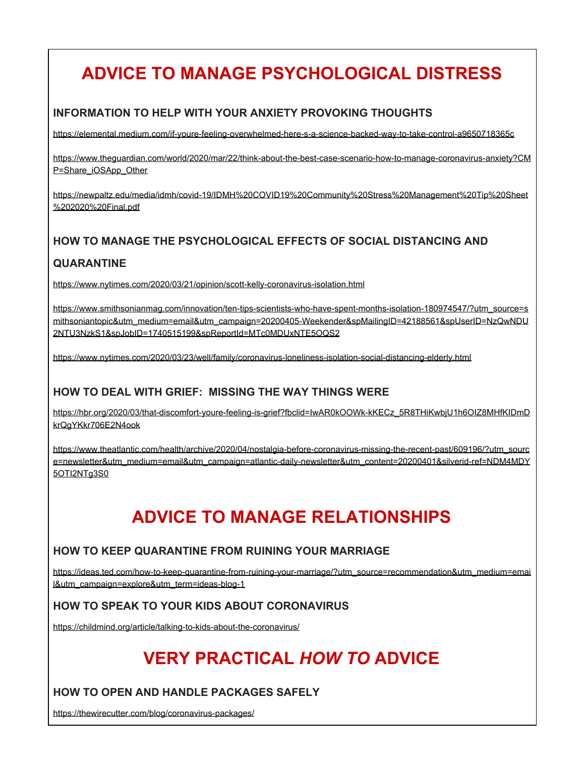# ADVICE TO MANAGE PSYCHOLOGICAL DISTRESS

### INFORMATION TO HELP WITH YOUR ANXIETY PROVOKING THOUGHTS

https://elemental.medium.com/if-youre-feeling-overwhelmed-here-s-a-science-backed-way-to-take-control-a9650718365c

https://www.theguardian.com/world/2020/mar/22/think-about-the-best-case-scenario-how-to-manage-coronavirus-anxiety?CMP=Share_iOSApp_Other

https://newpaltz.edu/media/idmh/covid-19/IDMH%20COVID19%20Community%20Stress%20Management%20Tip%20Sheet%202020%20Final.pdf

### HOW TO MANAGE THE PSYCHOLOGICAL EFFECTS OF SOCIAL DISTANCING AND QUARANTINE

https://www.nytimes.com/2020/03/21/opinion/scott-kelly-coronavirus-isolation.html

https://www.smithsonianmag.com/innovation/ten-tips-scientists-who-have-spent-months-isolation-180974547/?utm_source=smithsoniantopic&utm_medium=email&utm_campaign=20200405-Weekender&spMailingID=42188561&spUserID=NzQwNDU2NTU3NzkS1&spJobID=1740515199&spReportId=MTc0MDUxNTE5OQS2

https://www.nytimes.com/2020/03/23/well/family/coronavirus-loneliness-isolation-social-distancing-elderly.html

### HOW TO DEAL WITH GRIEF: MISSING THE WAY THINGS WERE

https://hbr.org/2020/03/that-discomfort-youre-feeling-is-grief?fbclid=IwAR0kOOWk-kKECz_5R8THiKwbjU1h6OIZ8MHfKIDmDkrQgYKkr706E2N4ook

https://www.theatlantic.com/health/archive/2020/04/nostalgia-before-coronavirus-missing-the-recent-past/609196/?utm_source=newsletter&utm_medium=email&utm_campaign=atlantic-daily-newsletter&utm_content=20200401&silverid-ref=NDM4MDY5OTI2NTg3S0

# ADVICE TO MANAGE RELATIONSHIPS

### HOW TO KEEP QUARANTINE FROM RUINING YOUR MARRIAGE

https://ideas.ted.com/how-to-keep-quarantine-from-ruining-your-marriage/?utm_source=recommendation&utm_medium=email&utm_campaign=explore&utm_term=ideas-blog-1

### HOW TO SPEAK TO YOUR KIDS ABOUT CORONAVIRUS

https://childmind.org/article/talking-to-kids-about-the-coronavirus/

# VERY PRACTICAL *HOW TO* ADVICE

### HOW TO OPEN AND HANDLE PACKAGES SAFELY

https://thewirecutter.com/blog/coronavirus-packages/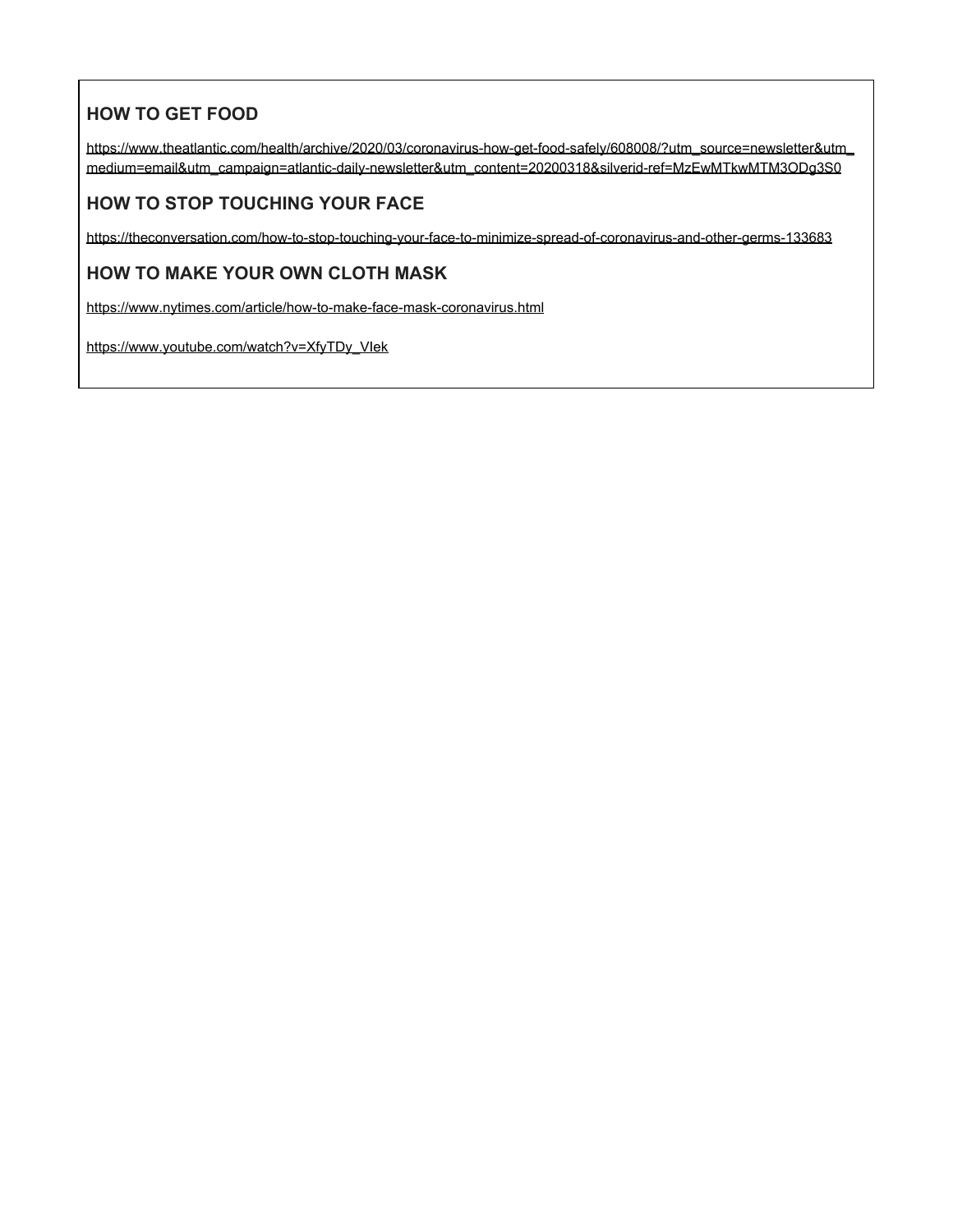## HOW TO GET FOOD

https://www.theatlantic.com/health/archive/2020/03/coronavirus-how-get-food-safely/608008/?utm_source=newsletter&utm_medium=email&utm_campaign=atlantic-daily-newsletter&utm_content=20200318&silverid-ref=MzEwMTkwMTM3ODg3S0

## HOW TO STOP TOUCHING YOUR FACE

https://theconversation.com/how-to-stop-touching-your-face-to-minimize-spread-of-coronavirus-and-other-germs-133683

## HOW TO MAKE YOUR OWN CLOTH MASK

https://www.nytimes.com/article/how-to-make-face-mask-coronavirus.html

https://www.youtube.com/watch?v=XfyTDy_VIek